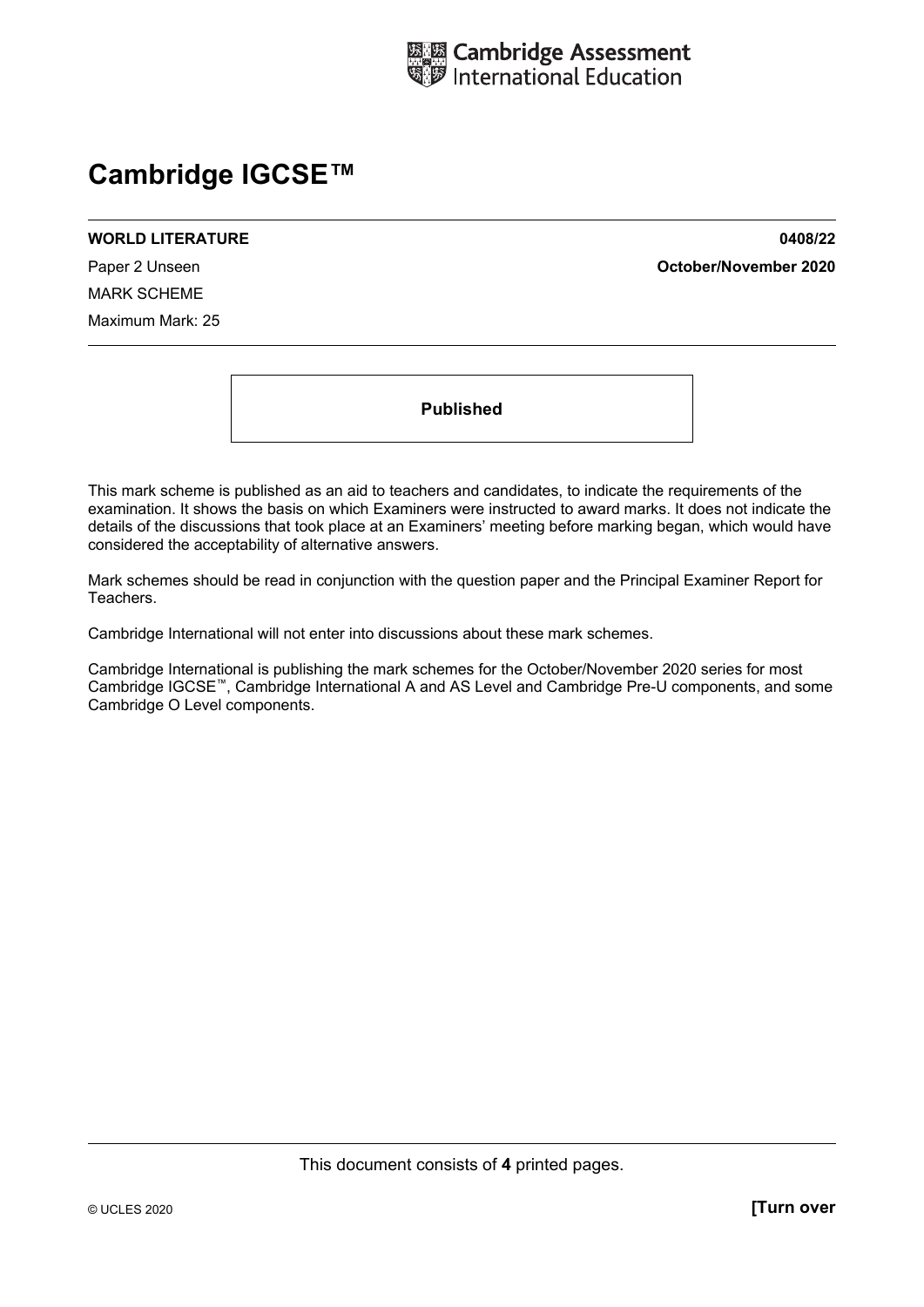Cambridge Assessment International Education

# Cambridge IGCSE™

**WORLD LITERATURE** **0408/22**

Paper 2 Unseen **October/November 2020**

MARK SCHEME

Maximum Mark: 25

**Published**

This mark scheme is published as an aid to teachers and candidates, to indicate the requirements of the examination. It shows the basis on which Examiners were instructed to award marks. It does not indicate the details of the discussions that took place at an Examiners' meeting before marking began, which would have considered the acceptability of alternative answers.

Mark schemes should be read in conjunction with the question paper and the Principal Examiner Report for Teachers.

Cambridge International will not enter into discussions about these mark schemes.

Cambridge International is publishing the mark schemes for the October/November 2020 series for most Cambridge IGCSE™, Cambridge International A and AS Level and Cambridge Pre-U components, and some Cambridge O Level components.

This document consists of **4** printed pages.

© UCLES 2020 **[Turn over**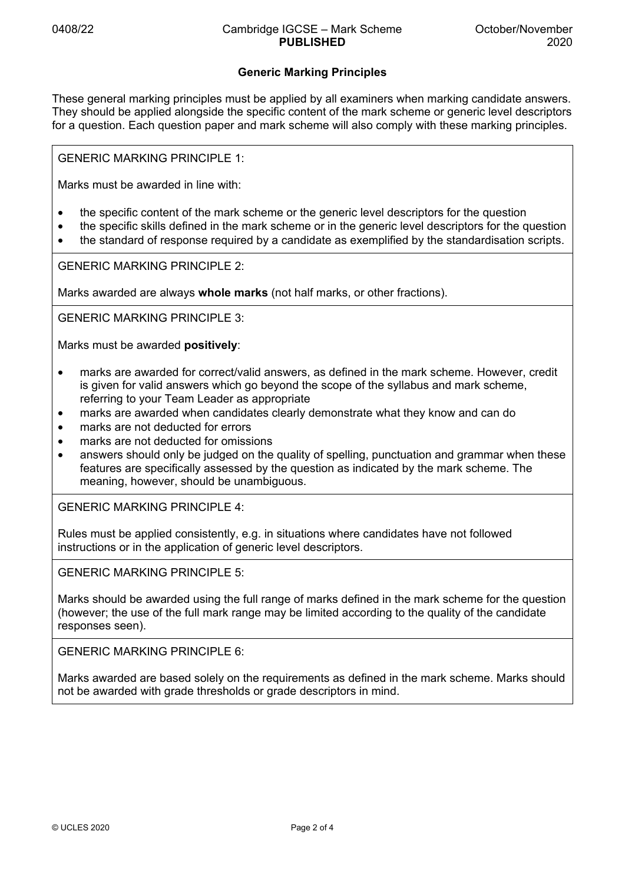## Generic Marking Principles

These general marking principles must be applied by all examiners when marking candidate answers. They should be applied alongside the specific content of the mark scheme or generic level descriptors for a question. Each question paper and mark scheme will also comply with these marking principles.

GENERIC MARKING PRINCIPLE 1:

Marks must be awarded in line with:

- the specific content of the mark scheme or the generic level descriptors for the question
- the specific skills defined in the mark scheme or in the generic level descriptors for the question
- the standard of response required by a candidate as exemplified by the standardisation scripts.

GENERIC MARKING PRINCIPLE 2:

Marks awarded are always **whole marks** (not half marks, or other fractions).

GENERIC MARKING PRINCIPLE 3:

Marks must be awarded **positively**:

- marks are awarded for correct/valid answers, as defined in the mark scheme. However, credit is given for valid answers which go beyond the scope of the syllabus and mark scheme, referring to your Team Leader as appropriate
- marks are awarded when candidates clearly demonstrate what they know and can do
- marks are not deducted for errors
- marks are not deducted for omissions
- answers should only be judged on the quality of spelling, punctuation and grammar when these features are specifically assessed by the question as indicated by the mark scheme. The meaning, however, should be unambiguous.

GENERIC MARKING PRINCIPLE 4:

Rules must be applied consistently, e.g. in situations where candidates have not followed instructions or in the application of generic level descriptors.

GENERIC MARKING PRINCIPLE 5:

Marks should be awarded using the full range of marks defined in the mark scheme for the question (however; the use of the full mark range may be limited according to the quality of the candidate responses seen).

GENERIC MARKING PRINCIPLE 6:

Marks awarded are based solely on the requirements as defined in the mark scheme. Marks should not be awarded with grade thresholds or grade descriptors in mind.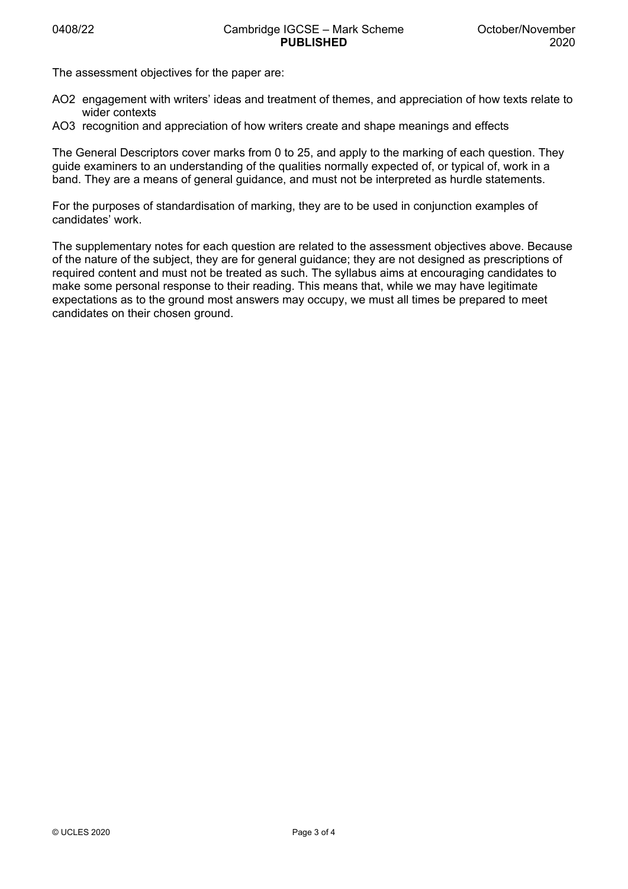The assessment objectives for the paper are:

- AO2 engagement with writers' ideas and treatment of themes, and appreciation of how texts relate to wider contexts
- AO3 recognition and appreciation of how writers create and shape meanings and effects

The General Descriptors cover marks from 0 to 25, and apply to the marking of each question. They guide examiners to an understanding of the qualities normally expected of, or typical of, work in a band. They are a means of general guidance, and must not be interpreted as hurdle statements.

For the purposes of standardisation of marking, they are to be used in conjunction examples of candidates' work.

The supplementary notes for each question are related to the assessment objectives above. Because of the nature of the subject, they are for general guidance; they are not designed as prescriptions of required content and must not be treated as such. The syllabus aims at encouraging candidates to make some personal response to their reading. This means that, while we may have legitimate expectations as to the ground most answers may occupy, we must all times be prepared to meet candidates on their chosen ground.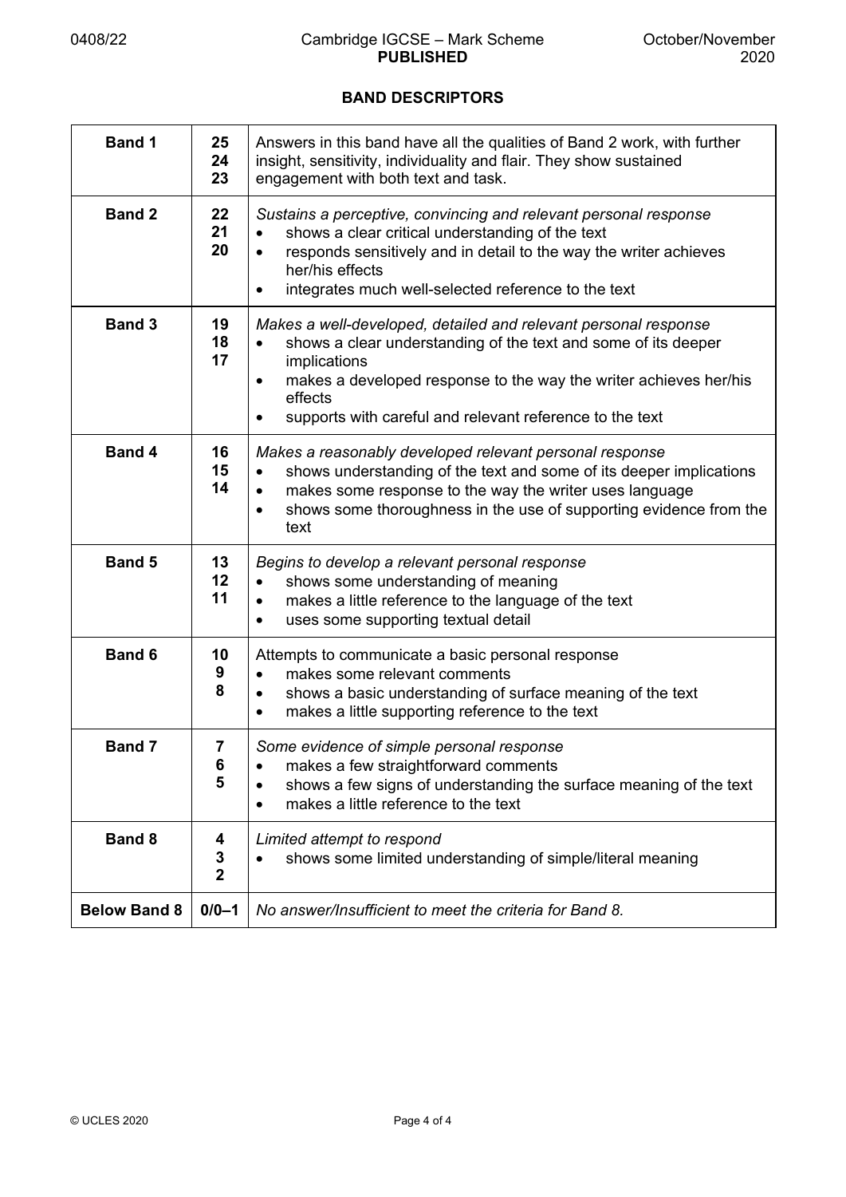## BAND DESCRIPTORS

| | | |
|---|---|---|
| **Band 1** | **25**<br>**24**<br>**23** | Answers in this band have all the qualities of Band 2 work, with further insight, sensitivity, individuality and flair. They show sustained engagement with both text and task. |
| **Band 2** | **22**<br>**21**<br>**20** | *Sustains a perceptive, convincing and relevant personal response*<br>• shows a clear critical understanding of the text<br>• responds sensitively and in detail to the way the writer achieves her/his effects<br>• integrates much well-selected reference to the text |
| **Band 3** | **19**<br>**18**<br>**17** | *Makes a well-developed, detailed and relevant personal response*<br>• shows a clear understanding of the text and some of its deeper implications<br>• makes a developed response to the way the writer achieves her/his effects<br>• supports with careful and relevant reference to the text |
| **Band 4** | **16**<br>**15**<br>**14** | *Makes a reasonably developed relevant personal response*<br>• shows understanding of the text and some of its deeper implications<br>• makes some response to the way the writer uses language<br>• shows some thoroughness in the use of supporting evidence from the text |
| **Band 5** | **13**<br>**12**<br>**11** | *Begins to develop a relevant personal response*<br>• shows some understanding of meaning<br>• makes a little reference to the language of the text<br>• uses some supporting textual detail |
| **Band 6** | **10**<br>**9**<br>**8** | Attempts to communicate a basic personal response<br>• makes some relevant comments<br>• shows a basic understanding of surface meaning of the text<br>• makes a little supporting reference to the text |
| **Band 7** | **7**<br>**6**<br>**5** | *Some evidence of simple personal response*<br>• makes a few straightforward comments<br>• shows a few signs of understanding the surface meaning of the text<br>• makes a little reference to the text |
| **Band 8** | **4**<br>**3**<br>**2** | *Limited attempt to respond*<br>• shows some limited understanding of simple/literal meaning |
| **Below Band 8** | **0/0–1** | *No answer/Insufficient to meet the criteria for Band 8.* |